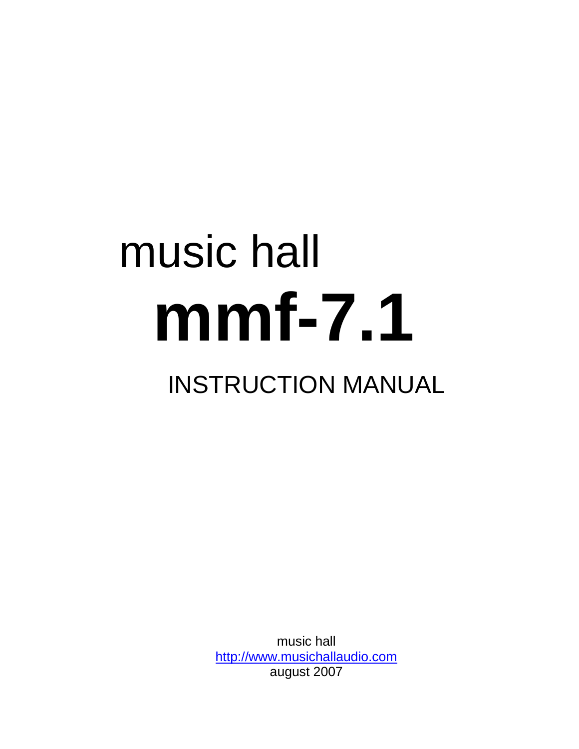# music hall

# mmf-7.1

## INSTRUCTION MANUAL

music hall
http://www.musichallaudio.com
august 2007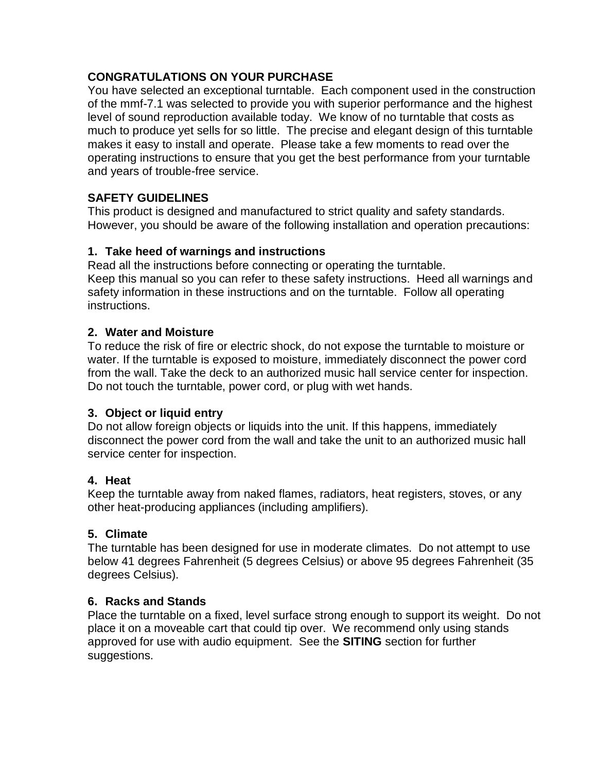## CONGRATULATIONS ON YOUR PURCHASE

You have selected an exceptional turntable. Each component used in the construction of the mmf-7.1 was selected to provide you with superior performance and the highest level of sound reproduction available today. We know of no turntable that costs as much to produce yet sells for so little. The precise and elegant design of this turntable makes it easy to install and operate. Please take a few moments to read over the operating instructions to ensure that you get the best performance from your turntable and years of trouble-free service.

## SAFETY GUIDELINES

This product is designed and manufactured to strict quality and safety standards. However, you should be aware of the following installation and operation precautions:

### 1. Take heed of warnings and instructions

Read all the instructions before connecting or operating the turntable.
Keep this manual so you can refer to these safety instructions. Heed all warnings and safety information in these instructions and on the turntable. Follow all operating instructions.

### 2. Water and Moisture

To reduce the risk of fire or electric shock, do not expose the turntable to moisture or water. If the turntable is exposed to moisture, immediately disconnect the power cord from the wall. Take the deck to an authorized music hall service center for inspection. Do not touch the turntable, power cord, or plug with wet hands.

### 3. Object or liquid entry

Do not allow foreign objects or liquids into the unit. If this happens, immediately disconnect the power cord from the wall and take the unit to an authorized music hall service center for inspection.

### 4. Heat

Keep the turntable away from naked flames, radiators, heat registers, stoves, or any other heat-producing appliances (including amplifiers).

### 5. Climate

The turntable has been designed for use in moderate climates. Do not attempt to use below 41 degrees Fahrenheit (5 degrees Celsius) or above 95 degrees Fahrenheit (35 degrees Celsius).

### 6. Racks and Stands

Place the turntable on a fixed, level surface strong enough to support its weight. Do not place it on a moveable cart that could tip over. We recommend only using stands approved for use with audio equipment. See the **SITING** section for further suggestions.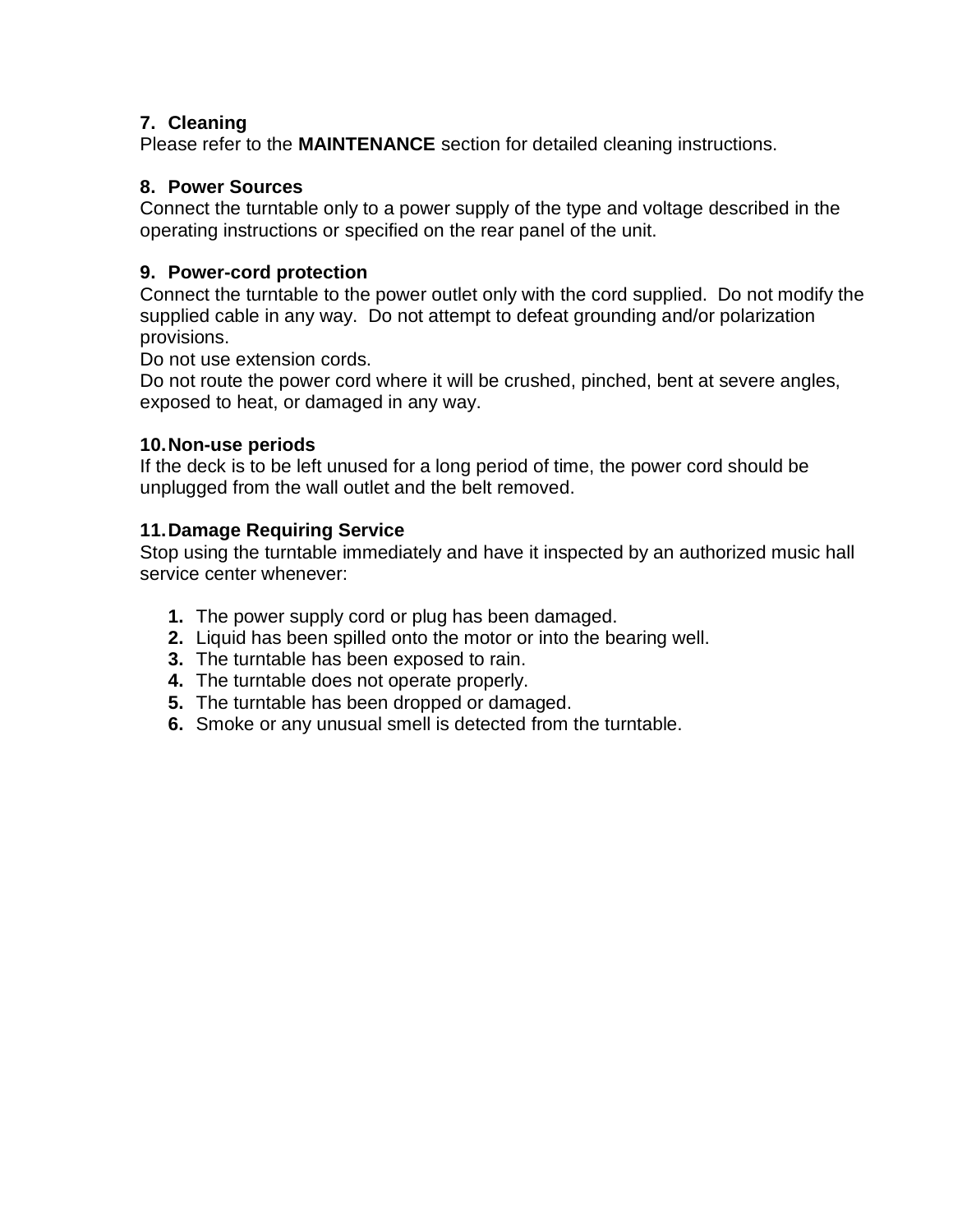### 7. Cleaning

Please refer to the **MAINTENANCE** section for detailed cleaning instructions.

### 8. Power Sources

Connect the turntable only to a power supply of the type and voltage described in the operating instructions or specified on the rear panel of the unit.

### 9. Power-cord protection

Connect the turntable to the power outlet only with the cord supplied. Do not modify the supplied cable in any way. Do not attempt to defeat grounding and/or polarization provisions.
Do not use extension cords.
Do not route the power cord where it will be crushed, pinched, bent at severe angles, exposed to heat, or damaged in any way.

### 10. Non-use periods

If the deck is to be left unused for a long period of time, the power cord should be unplugged from the wall outlet and the belt removed.

### 11. Damage Requiring Service

Stop using the turntable immediately and have it inspected by an authorized music hall service center whenever:

1. The power supply cord or plug has been damaged.
2. Liquid has been spilled onto the motor or into the bearing well.
3. The turntable has been exposed to rain.
4. The turntable does not operate properly.
5. The turntable has been dropped or damaged.
6. Smoke or any unusual smell is detected from the turntable.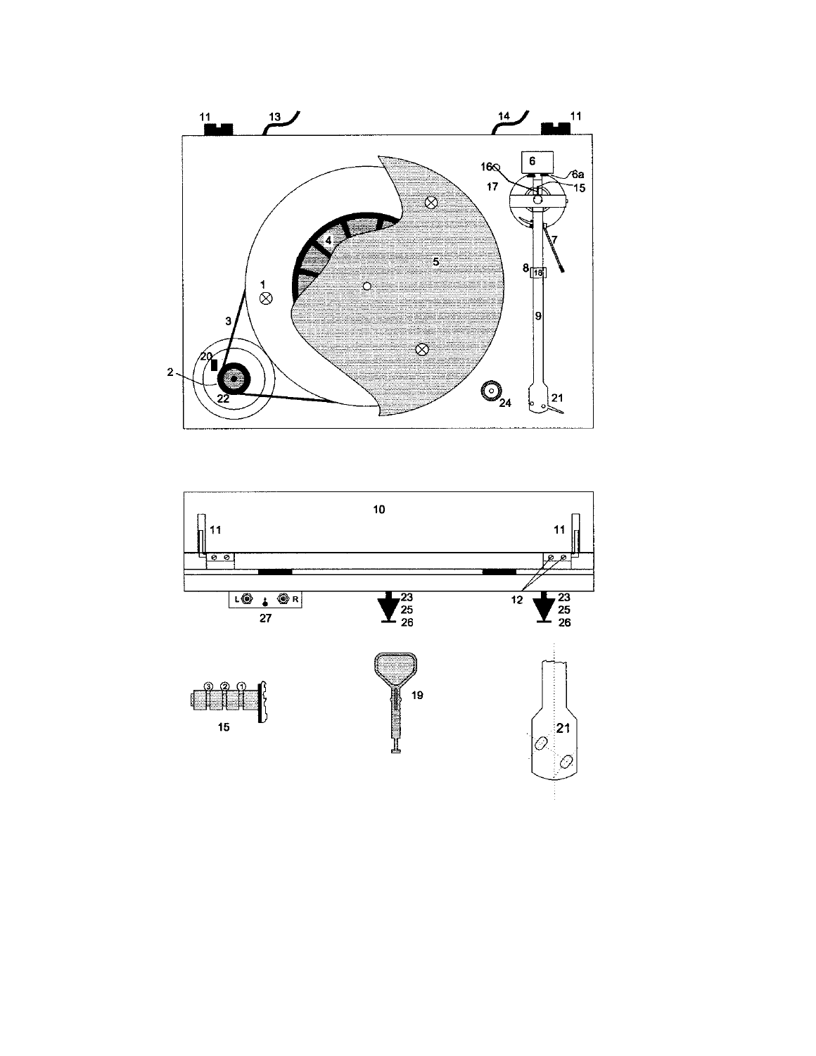11 13 14 11

6 16 6a 17 15

7

4 5 8 18

1 9

3

20

2 22 24 21

10

11 11

12

L R 23 23

25 25

27 26 26

③ ② ①

15 19 21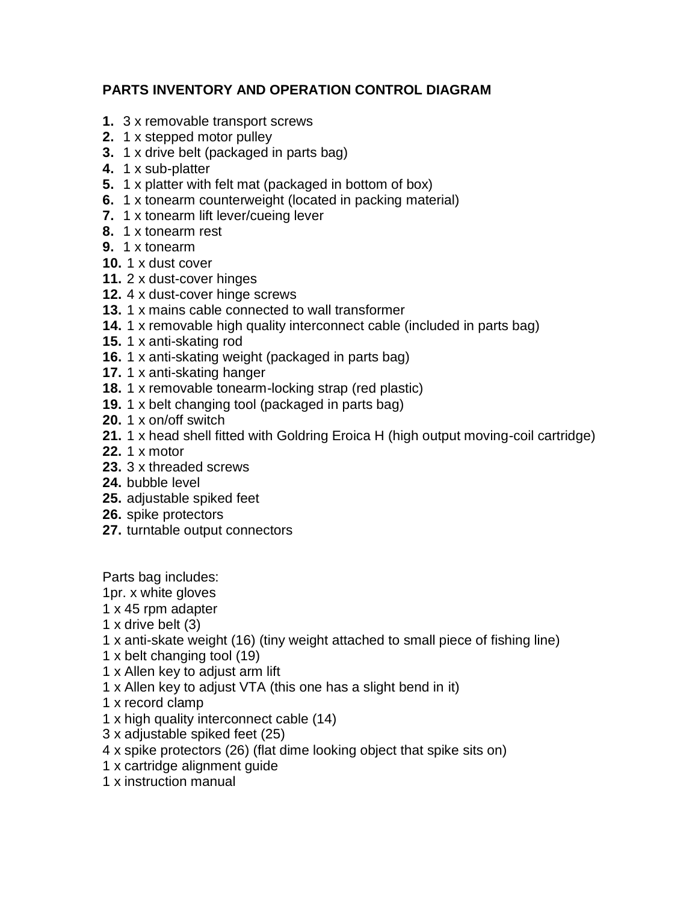**PARTS INVENTORY AND OPERATION CONTROL DIAGRAM**

**1.** 3 x removable transport screws
**2.** 1 x stepped motor pulley
**3.** 1 x drive belt (packaged in parts bag)
**4.** 1 x sub-platter
**5.** 1 x platter with felt mat (packaged in bottom of box)
**6.** 1 x tonearm counterweight (located in packing material)
**7.** 1 x tonearm lift lever/cueing lever
**8.** 1 x tonearm rest
**9.** 1 x tonearm
**10.** 1 x dust cover
**11.** 2 x dust-cover hinges
**12.** 4 x dust-cover hinge screws
**13.** 1 x mains cable connected to wall transformer
**14.** 1 x removable high quality interconnect cable (included in parts bag)
**15.** 1 x anti-skating rod
**16.** 1 x anti-skating weight (packaged in parts bag)
**17.** 1 x anti-skating hanger
**18.** 1 x removable tonearm-locking strap (red plastic)
**19.** 1 x belt changing tool (packaged in parts bag)
**20.** 1 x on/off switch
**21.** 1 x head shell fitted with Goldring Eroica H (high output moving-coil cartridge)
**22.** 1 x motor
**23.** 3 x threaded screws
**24.** bubble level
**25.** adjustable spiked feet
**26.** spike protectors
**27.** turntable output connectors

Parts bag includes:
1pr. x white gloves
1 x 45 rpm adapter
1 x drive belt (3)
1 x anti-skate weight (16) (tiny weight attached to small piece of fishing line)
1 x belt changing tool (19)
1 x Allen key to adjust arm lift
1 x Allen key to adjust VTA (this one has a slight bend in it)
1 x record clamp
1 x high quality interconnect cable (14)
3 x adjustable spiked feet (25)
4 x spike protectors (26) (flat dime looking object that spike sits on)
1 x cartridge alignment guide
1 x instruction manual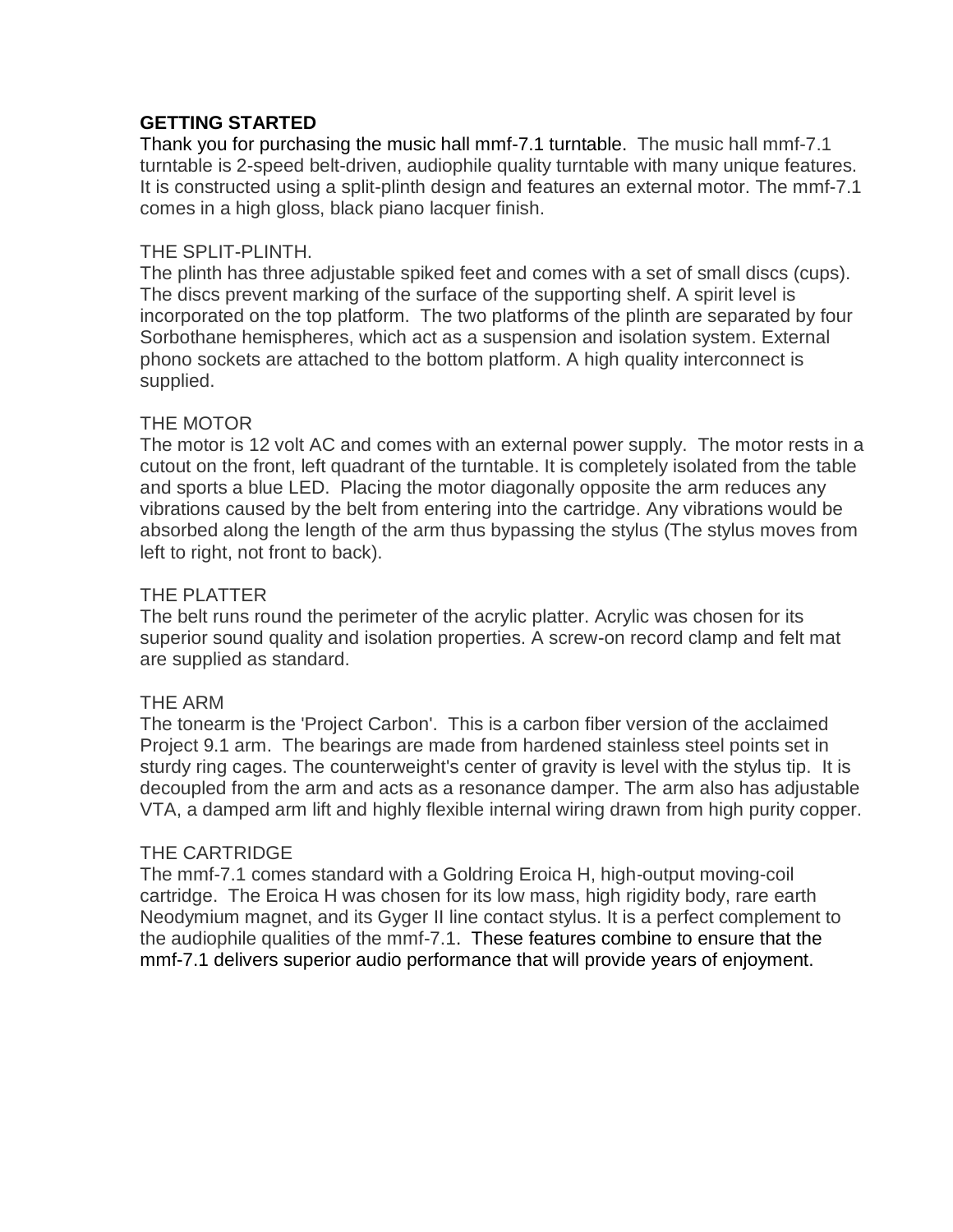## GETTING STARTED

Thank you for purchasing the music hall mmf-7.1 turntable. The music hall mmf-7.1 turntable is 2-speed belt-driven, audiophile quality turntable with many unique features. It is constructed using a split-plinth design and features an external motor. The mmf-7.1 comes in a high gloss, black piano lacquer finish.

### THE SPLIT-PLINTH.

The plinth has three adjustable spiked feet and comes with a set of small discs (cups). The discs prevent marking of the surface of the supporting shelf. A spirit level is incorporated on the top platform. The two platforms of the plinth are separated by four Sorbothane hemispheres, which act as a suspension and isolation system. External phono sockets are attached to the bottom platform. A high quality interconnect is supplied.

### THE MOTOR

The motor is 12 volt AC and comes with an external power supply. The motor rests in a cutout on the front, left quadrant of the turntable. It is completely isolated from the table and sports a blue LED. Placing the motor diagonally opposite the arm reduces any vibrations caused by the belt from entering into the cartridge. Any vibrations would be absorbed along the length of the arm thus bypassing the stylus (The stylus moves from left to right, not front to back).

### THE PLATTER

The belt runs round the perimeter of the acrylic platter. Acrylic was chosen for its superior sound quality and isolation properties. A screw-on record clamp and felt mat are supplied as standard.

### THE ARM

The tonearm is the 'Project Carbon'. This is a carbon fiber version of the acclaimed Project 9.1 arm. The bearings are made from hardened stainless steel points set in sturdy ring cages. The counterweight's center of gravity is level with the stylus tip. It is decoupled from the arm and acts as a resonance damper. The arm also has adjustable VTA, a damped arm lift and highly flexible internal wiring drawn from high purity copper.

### THE CARTRIDGE

The mmf-7.1 comes standard with a Goldring Eroica H, high-output moving-coil cartridge. The Eroica H was chosen for its low mass, high rigidity body, rare earth Neodymium magnet, and its Gyger II line contact stylus. It is a perfect complement to the audiophile qualities of the mmf-7.1. These features combine to ensure that the mmf-7.1 delivers superior audio performance that will provide years of enjoyment.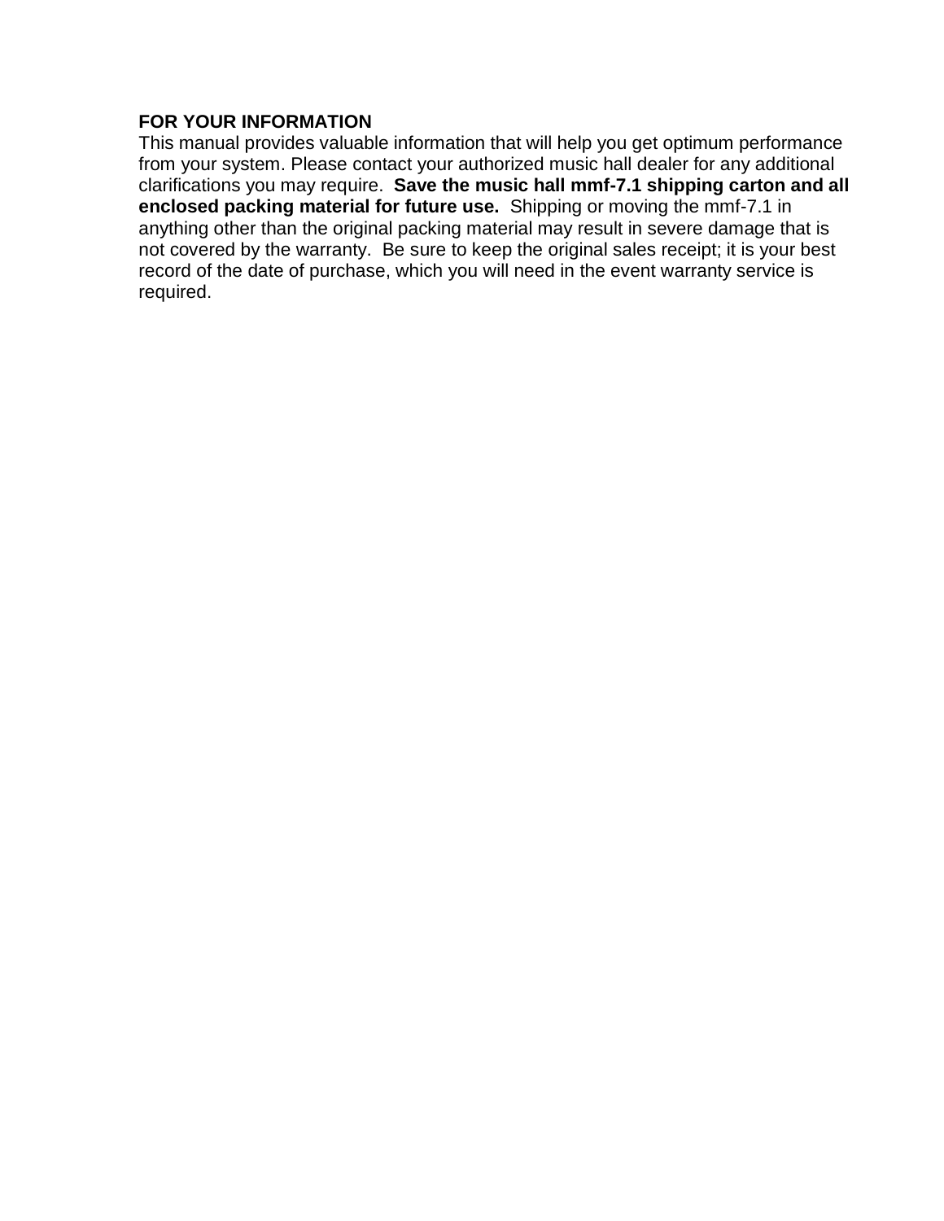**FOR YOUR INFORMATION**

This manual provides valuable information that will help you get optimum performance from your system. Please contact your authorized music hall dealer for any additional clarifications you may require. **Save the music hall mmf-7.1 shipping carton and all enclosed packing material for future use.** Shipping or moving the mmf-7.1 in anything other than the original packing material may result in severe damage that is not covered by the warranty. Be sure to keep the original sales receipt; it is your best record of the date of purchase, which you will need in the event warranty service is required.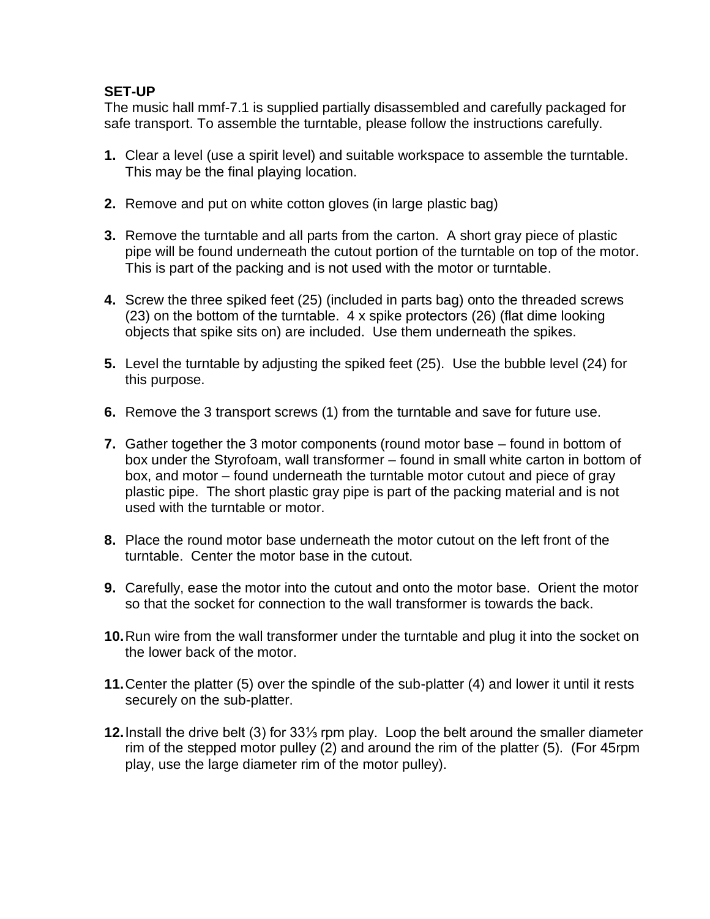**SET-UP**

The music hall mmf-7.1 is supplied partially disassembled and carefully packaged for safe transport. To assemble the turntable, please follow the instructions carefully.

1. Clear a level (use a spirit level) and suitable workspace to assemble the turntable. This may be the final playing location.

2. Remove and put on white cotton gloves (in large plastic bag)

3. Remove the turntable and all parts from the carton. A short gray piece of plastic pipe will be found underneath the cutout portion of the turntable on top of the motor. This is part of the packing and is not used with the motor or turntable.

4. Screw the three spiked feet (25) (included in parts bag) onto the threaded screws (23) on the bottom of the turntable. 4 x spike protectors (26) (flat dime looking objects that spike sits on) are included. Use them underneath the spikes.

5. Level the turntable by adjusting the spiked feet (25). Use the bubble level (24) for this purpose.

6. Remove the 3 transport screws (1) from the turntable and save for future use.

7. Gather together the 3 motor components (round motor base – found in bottom of box under the Styrofoam, wall transformer – found in small white carton in bottom of box, and motor – found underneath the turntable motor cutout and piece of gray plastic pipe. The short plastic gray pipe is part of the packing material and is not used with the turntable or motor.

8. Place the round motor base underneath the motor cutout on the left front of the turntable. Center the motor base in the cutout.

9. Carefully, ease the motor into the cutout and onto the motor base. Orient the motor so that the socket for connection to the wall transformer is towards the back.

10. Run wire from the wall transformer under the turntable and plug it into the socket on the lower back of the motor.

11. Center the platter (5) over the spindle of the sub-platter (4) and lower it until it rests securely on the sub-platter.

12. Install the drive belt (3) for 33⅓ rpm play. Loop the belt around the smaller diameter rim of the stepped motor pulley (2) and around the rim of the platter (5). (For 45rpm play, use the large diameter rim of the motor pulley).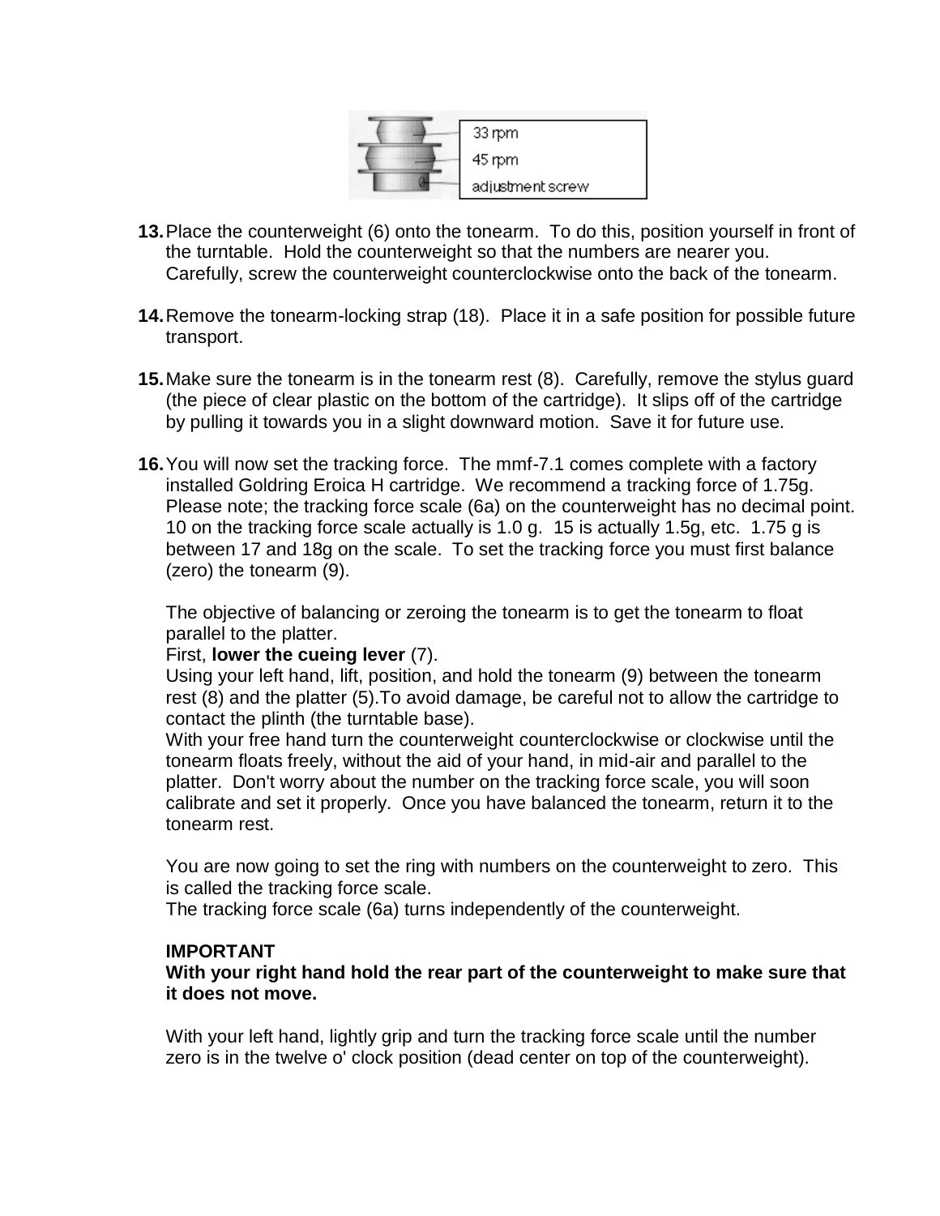13. Place the counterweight (6) onto the tonearm. To do this, position yourself in front of the turntable. Hold the counterweight so that the numbers are nearer you. Carefully, screw the counterweight counterclockwise onto the back of the tonearm.

14. Remove the tonearm-locking strap (18). Place it in a safe position for possible future transport.

15. Make sure the tonearm is in the tonearm rest (8). Carefully, remove the stylus guard (the piece of clear plastic on the bottom of the cartridge). It slips off of the cartridge by pulling it towards you in a slight downward motion. Save it for future use.

16. You will now set the tracking force. The mmf-7.1 comes complete with a factory installed Goldring Eroica H cartridge. We recommend a tracking force of 1.75g. Please note; the tracking force scale (6a) on the counterweight has no decimal point. 10 on the tracking force scale actually is 1.0 g. 15 is actually 1.5g, etc. 1.75 g is between 17 and 18g on the scale. To set the tracking force you must first balance (zero) the tonearm (9).

    The objective of balancing or zeroing the tonearm is to get the tonearm to float parallel to the platter.
    First, **lower the cueing lever** (7).
    Using your left hand, lift, position, and hold the tonearm (9) between the tonearm rest (8) and the platter (5).To avoid damage, be careful not to allow the cartridge to contact the plinth (the turntable base).
    With your free hand turn the counterweight counterclockwise or clockwise until the tonearm floats freely, without the aid of your hand, in mid-air and parallel to the platter. Don't worry about the number on the tracking force scale, you will soon calibrate and set it properly. Once you have balanced the tonearm, return it to the tonearm rest.

    You are now going to set the ring with numbers on the counterweight to zero. This is called the tracking force scale.
    The tracking force scale (6a) turns independently of the counterweight.

    **IMPORTANT**
    **With your right hand hold the rear part of the counterweight to make sure that it does not move.**

    With your left hand, lightly grip and turn the tracking force scale until the number zero is in the twelve o' clock position (dead center on top of the counterweight).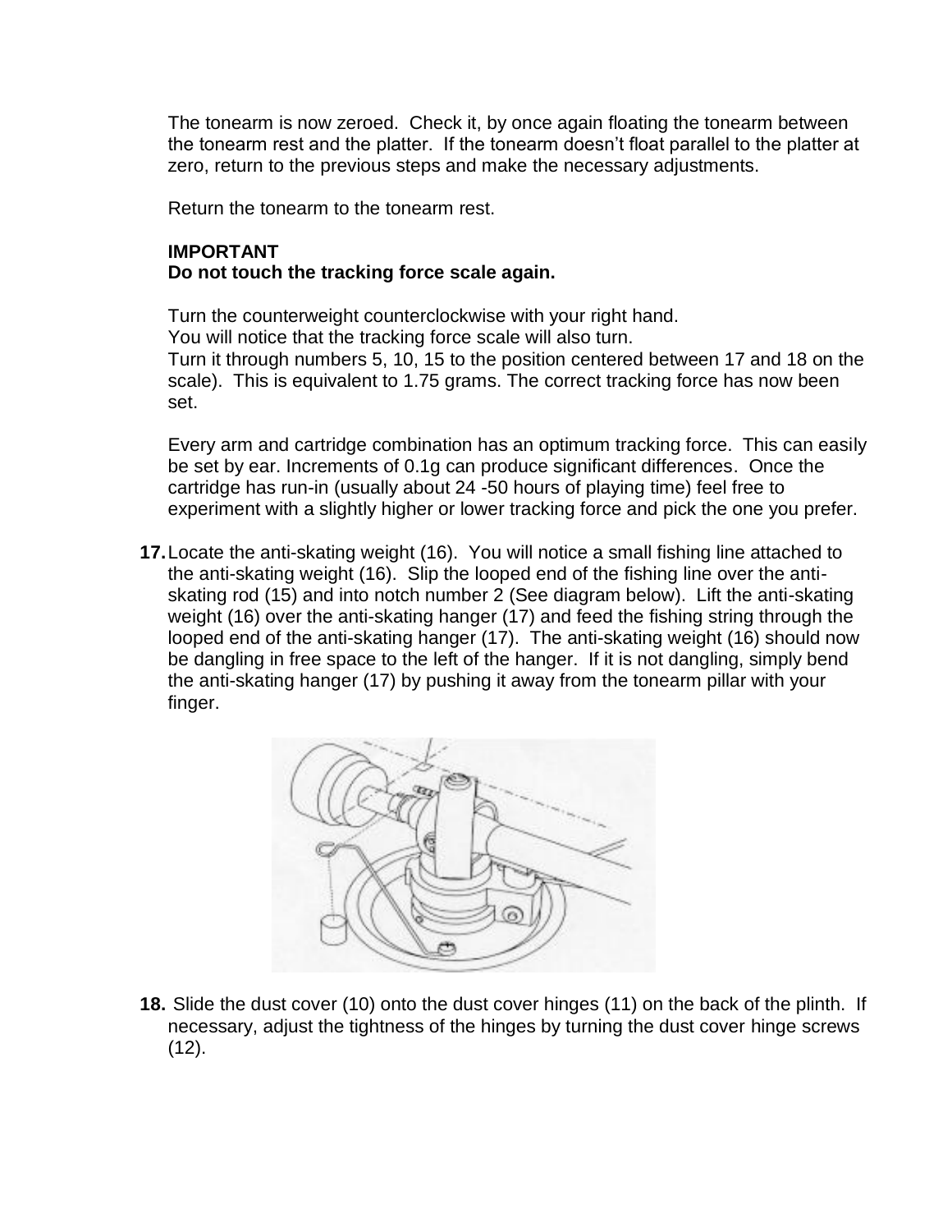The tonearm is now zeroed. Check it, by once again floating the tonearm between the tonearm rest and the platter. If the tonearm doesn't float parallel to the platter at zero, return to the previous steps and make the necessary adjustments.

Return the tonearm to the tonearm rest.

**IMPORTANT**
**Do not touch the tracking force scale again.**

Turn the counterweight counterclockwise with your right hand.
You will notice that the tracking force scale will also turn.
Turn it through numbers 5, 10, 15 to the position centered between 17 and 18 on the scale). This is equivalent to 1.75 grams. The correct tracking force has now been set.

Every arm and cartridge combination has an optimum tracking force. This can easily be set by ear. Increments of 0.1g can produce significant differences. Once the cartridge has run-in (usually about 24 -50 hours of playing time) feel free to experiment with a slightly higher or lower tracking force and pick the one you prefer.

**17.** Locate the anti-skating weight (16). You will notice a small fishing line attached to the anti-skating weight (16). Slip the looped end of the fishing line over the anti-skating rod (15) and into notch number 2 (See diagram below). Lift the anti-skating weight (16) over the anti-skating hanger (17) and feed the fishing string through the looped end of the anti-skating hanger (17). The anti-skating weight (16) should now be dangling in free space to the left of the hanger. If it is not dangling, simply bend the anti-skating hanger (17) by pushing it away from the tonearm pillar with your finger.

**18.** Slide the dust cover (10) onto the dust cover hinges (11) on the back of the plinth. If necessary, adjust the tightness of the hinges by turning the dust cover hinge screws (12).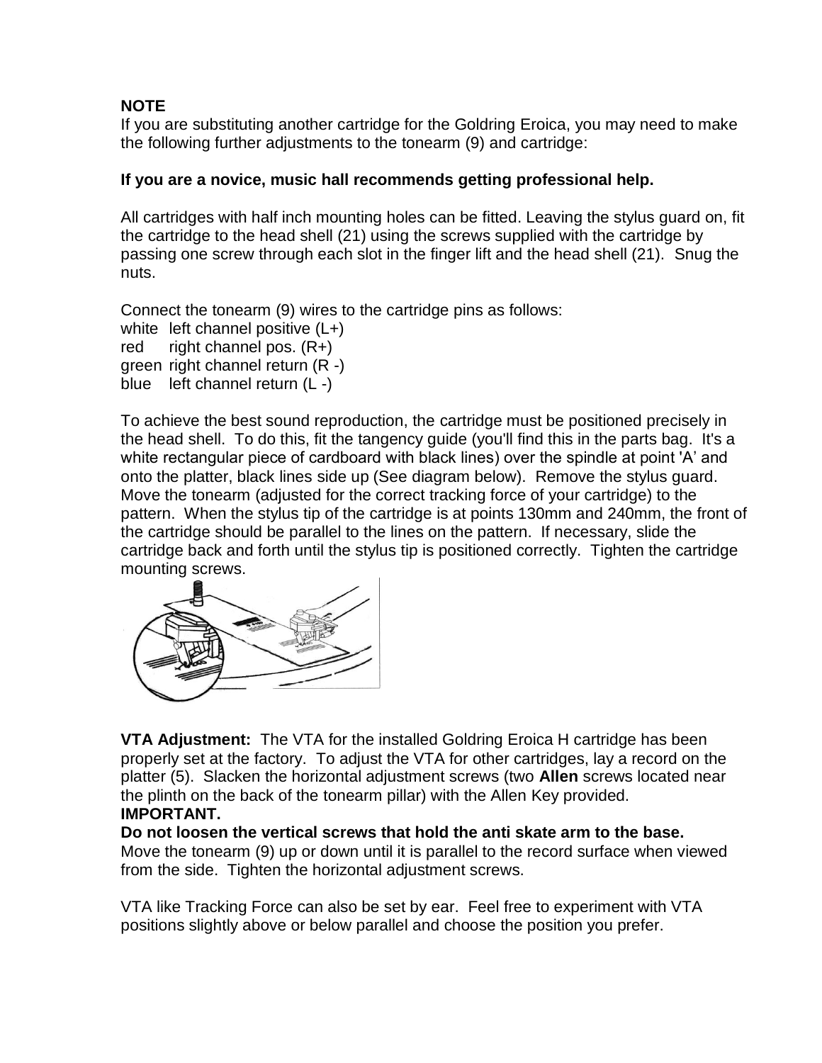**NOTE**
If you are substituting another cartridge for the Goldring Eroica, you may need to make the following further adjustments to the tonearm (9) and cartridge:

**If you are a novice, music hall recommends getting professional help.**

All cartridges with half inch mounting holes can be fitted. Leaving the stylus guard on, fit the cartridge to the head shell (21) using the screws supplied with the cartridge by passing one screw through each slot in the finger lift and the head shell (21). Snug the nuts.

Connect the tonearm (9) wires to the cartridge pins as follows:

white left channel positive (L+)
red right channel pos. (R+)
green right channel return (R -)
blue left channel return (L -)

To achieve the best sound reproduction, the cartridge must be positioned precisely in the head shell. To do this, fit the tangency guide (you'll find this in the parts bag. It's a white rectangular piece of cardboard with black lines) over the spindle at point 'A' and onto the platter, black lines side up (See diagram below). Remove the stylus guard. Move the tonearm (adjusted for the correct tracking force of your cartridge) to the pattern. When the stylus tip of the cartridge is at points 130mm and 240mm, the front of the cartridge should be parallel to the lines on the pattern. If necessary, slide the cartridge back and forth until the stylus tip is positioned correctly. Tighten the cartridge mounting screws.

**VTA Adjustment:** The VTA for the installed Goldring Eroica H cartridge has been properly set at the factory. To adjust the VTA for other cartridges, lay a record on the platter (5). Slacken the horizontal adjustment screws (two **Allen** screws located near the plinth on the back of the tonearm pillar) with the Allen Key provided.

**IMPORTANT.**
**Do not loosen the vertical screws that hold the anti skate arm to the base.**
Move the tonearm (9) up or down until it is parallel to the record surface when viewed from the side. Tighten the horizontal adjustment screws.

VTA like Tracking Force can also be set by ear. Feel free to experiment with VTA positions slightly above or below parallel and choose the position you prefer.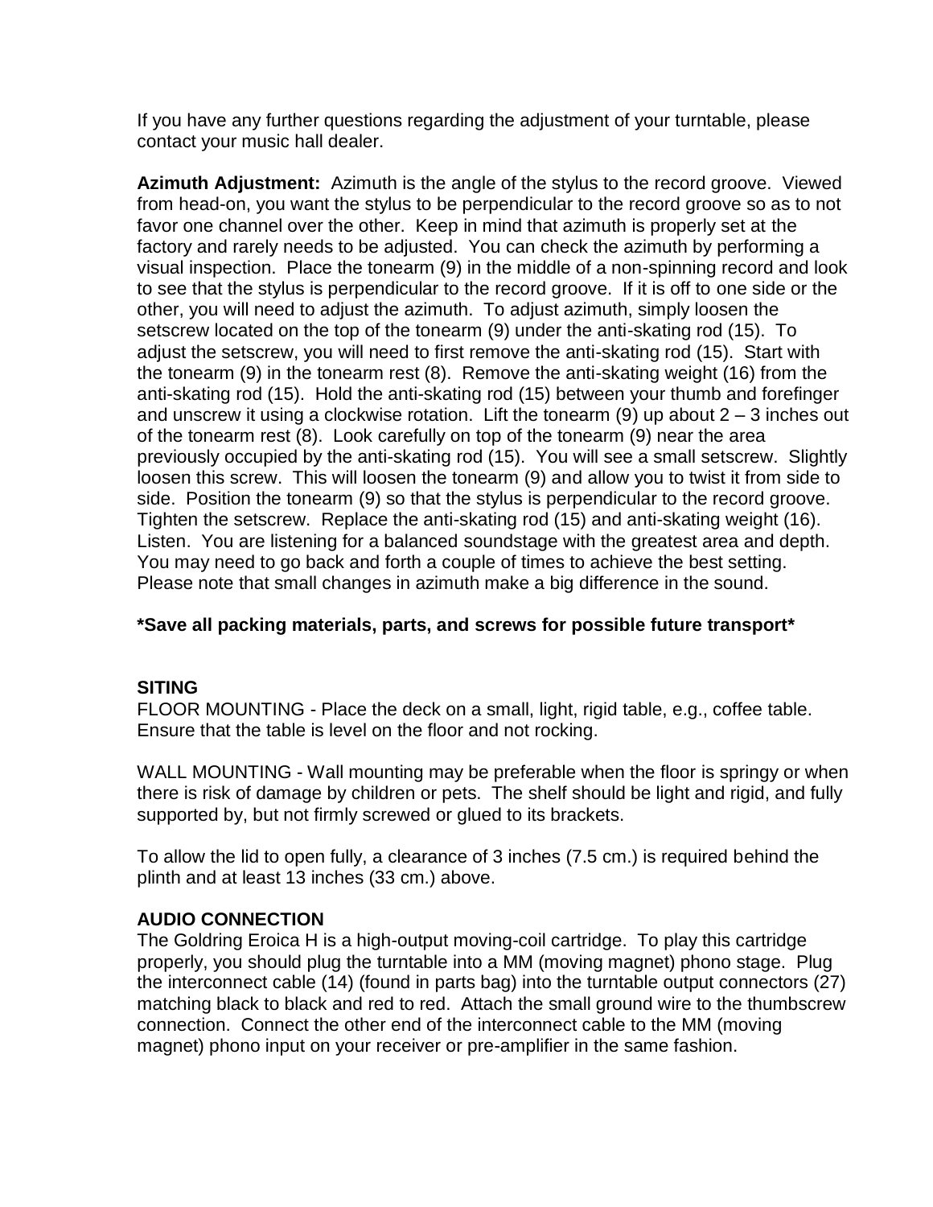If you have any further questions regarding the adjustment of your turntable, please contact your music hall dealer.

**Azimuth Adjustment:** Azimuth is the angle of the stylus to the record groove. Viewed from head-on, you want the stylus to be perpendicular to the record groove so as to not favor one channel over the other. Keep in mind that azimuth is properly set at the factory and rarely needs to be adjusted. You can check the azimuth by performing a visual inspection. Place the tonearm (9) in the middle of a non-spinning record and look to see that the stylus is perpendicular to the record groove. If it is off to one side or the other, you will need to adjust the azimuth. To adjust azimuth, simply loosen the setscrew located on the top of the tonearm (9) under the anti-skating rod (15). To adjust the setscrew, you will need to first remove the anti-skating rod (15). Start with the tonearm (9) in the tonearm rest (8). Remove the anti-skating weight (16) from the anti-skating rod (15). Hold the anti-skating rod (15) between your thumb and forefinger and unscrew it using a clockwise rotation. Lift the tonearm (9) up about 2 – 3 inches out of the tonearm rest (8). Look carefully on top of the tonearm (9) near the area previously occupied by the anti-skating rod (15). You will see a small setscrew. Slightly loosen this screw. This will loosen the tonearm (9) and allow you to twist it from side to side. Position the tonearm (9) so that the stylus is perpendicular to the record groove. Tighten the setscrew. Replace the anti-skating rod (15) and anti-skating weight (16). Listen. You are listening for a balanced soundstage with the greatest area and depth. You may need to go back and forth a couple of times to achieve the best setting. Please note that small changes in azimuth make a big difference in the sound.

**\*Save all packing materials, parts, and screws for possible future transport\***

**SITING**

FLOOR MOUNTING - Place the deck on a small, light, rigid table, e.g., coffee table. Ensure that the table is level on the floor and not rocking.

WALL MOUNTING - Wall mounting may be preferable when the floor is springy or when there is risk of damage by children or pets. The shelf should be light and rigid, and fully supported by, but not firmly screwed or glued to its brackets.

To allow the lid to open fully, a clearance of 3 inches (7.5 cm.) is required behind the plinth and at least 13 inches (33 cm.) above.

**AUDIO CONNECTION**

The Goldring Eroica H is a high-output moving-coil cartridge. To play this cartridge properly, you should plug the turntable into a MM (moving magnet) phono stage. Plug the interconnect cable (14) (found in parts bag) into the turntable output connectors (27) matching black to black and red to red. Attach the small ground wire to the thumbscrew connection. Connect the other end of the interconnect cable to the MM (moving magnet) phono input on your receiver or pre-amplifier in the same fashion.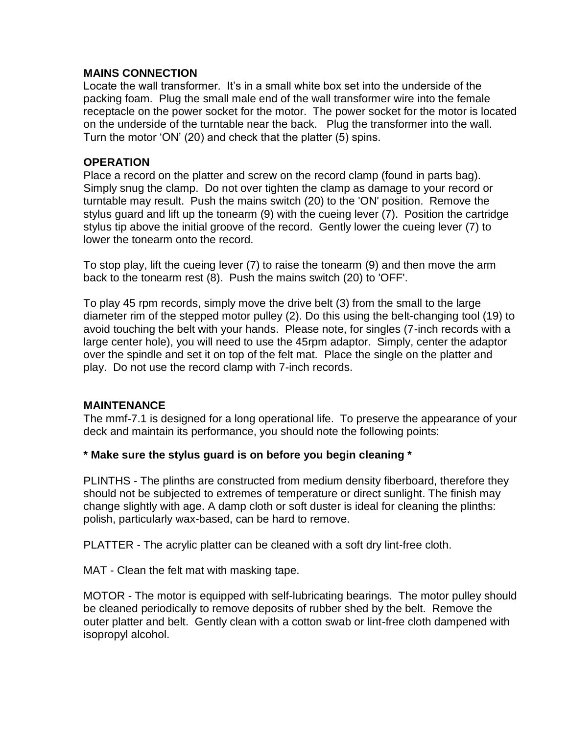## MAINS CONNECTION

Locate the wall transformer. It's in a small white box set into the underside of the packing foam. Plug the small male end of the wall transformer wire into the female receptacle on the power socket for the motor. The power socket for the motor is located on the underside of the turntable near the back. Plug the transformer into the wall. Turn the motor 'ON' (20) and check that the platter (5) spins.

## OPERATION

Place a record on the platter and screw on the record clamp (found in parts bag). Simply snug the clamp. Do not over tighten the clamp as damage to your record or turntable may result. Push the mains switch (20) to the 'ON' position. Remove the stylus guard and lift up the tonearm (9) with the cueing lever (7). Position the cartridge stylus tip above the initial groove of the record. Gently lower the cueing lever (7) to lower the tonearm onto the record.

To stop play, lift the cueing lever (7) to raise the tonearm (9) and then move the arm back to the tonearm rest (8). Push the mains switch (20) to 'OFF'.

To play 45 rpm records, simply move the drive belt (3) from the small to the large diameter rim of the stepped motor pulley (2). Do this using the belt-changing tool (19) to avoid touching the belt with your hands. Please note, for singles (7-inch records with a large center hole), you will need to use the 45rpm adaptor. Simply, center the adaptor over the spindle and set it on top of the felt mat. Place the single on the platter and play. Do not use the record clamp with 7-inch records.

## MAINTENANCE

The mmf-7.1 is designed for a long operational life. To preserve the appearance of your deck and maintain its performance, you should note the following points:

**\* Make sure the stylus guard is on before you begin cleaning \***

PLINTHS - The plinths are constructed from medium density fiberboard, therefore they should not be subjected to extremes of temperature or direct sunlight. The finish may change slightly with age. A damp cloth or soft duster is ideal for cleaning the plinths: polish, particularly wax-based, can be hard to remove.

PLATTER - The acrylic platter can be cleaned with a soft dry lint-free cloth.

MAT - Clean the felt mat with masking tape.

MOTOR - The motor is equipped with self-lubricating bearings. The motor pulley should be cleaned periodically to remove deposits of rubber shed by the belt. Remove the outer platter and belt. Gently clean with a cotton swab or lint-free cloth dampened with isopropyl alcohol.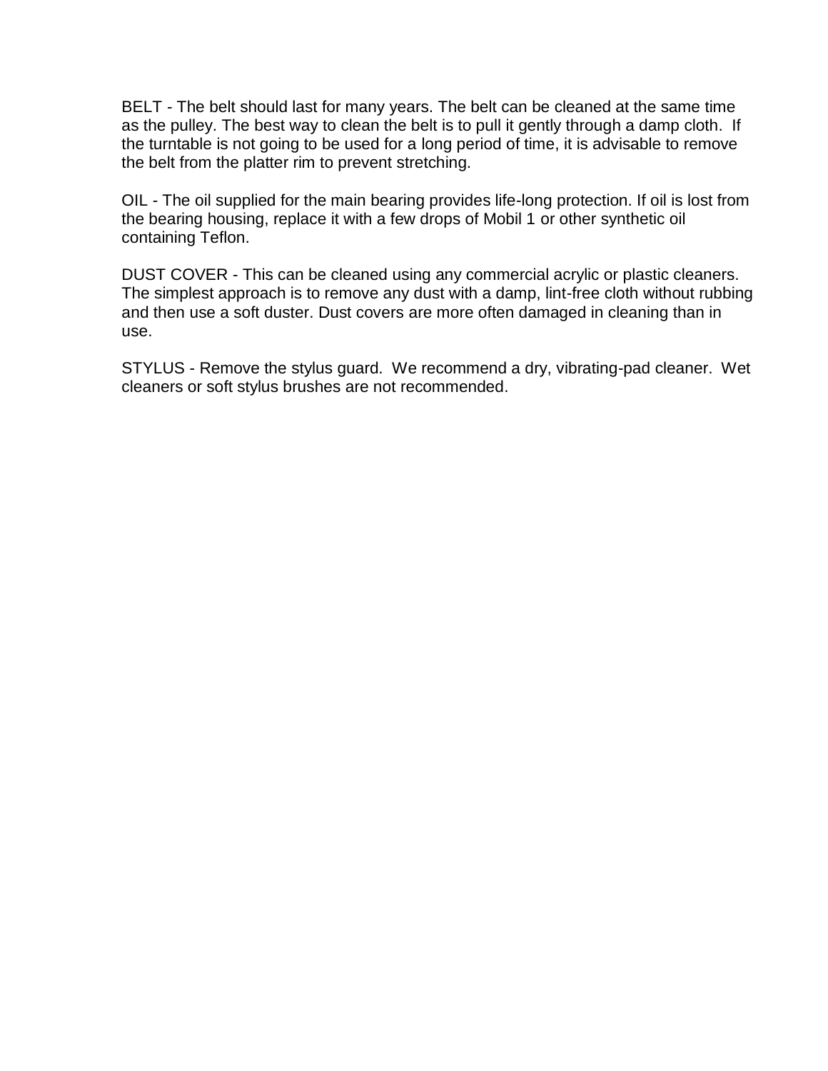BELT - The belt should last for many years. The belt can be cleaned at the same time as the pulley. The best way to clean the belt is to pull it gently through a damp cloth. If the turntable is not going to be used for a long period of time, it is advisable to remove the belt from the platter rim to prevent stretching.

OIL - The oil supplied for the main bearing provides life-long protection. If oil is lost from the bearing housing, replace it with a few drops of Mobil 1 or other synthetic oil containing Teflon.

DUST COVER - This can be cleaned using any commercial acrylic or plastic cleaners. The simplest approach is to remove any dust with a damp, lint-free cloth without rubbing and then use a soft duster. Dust covers are more often damaged in cleaning than in use.

STYLUS - Remove the stylus guard. We recommend a dry, vibrating-pad cleaner. Wet cleaners or soft stylus brushes are not recommended.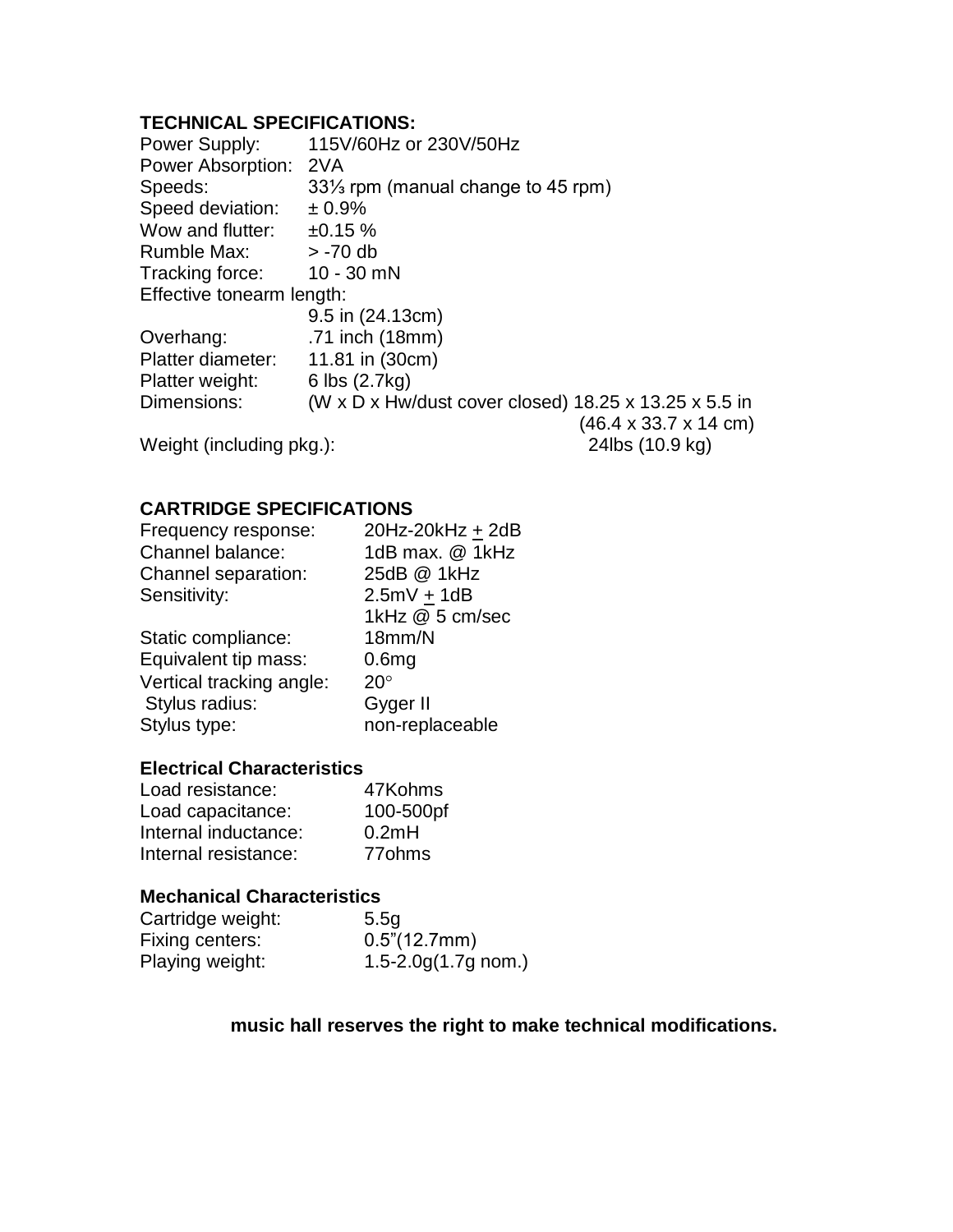## TECHNICAL SPECIFICATIONS:

| | |
|---|---|
| Power Supply: | 115V/60Hz or 230V/50Hz |
| Power Absorption: | 2VA |
| Speeds: | 33⅓ rpm (manual change to 45 rpm) |
| Speed deviation: | ± 0.9% |
| Wow and flutter: | ±0.15 % |
| Rumble Max: | > -70 db |
| Tracking force: | 10 - 30 mN |
| Effective tonearm length: | 9.5 in (24.13cm) |
| Overhang: | .71 inch (18mm) |
| Platter diameter: | 11.81 in (30cm) |
| Platter weight: | 6 lbs (2.7kg) |
| Dimensions: | (W x D x Hw/dust cover closed) 18.25 x 13.25 x 5.5 in (46.4 x 33.7 x 14 cm) |
| Weight (including pkg.): | 24lbs (10.9 kg) |

## CARTRIDGE SPECIFICATIONS

| | |
|---|---|
| Frequency response: | 20Hz-20kHz ± 2dB |
| Channel balance: | 1dB max. @ 1kHz |
| Channel separation: | 25dB @ 1kHz |
| Sensitivity: | 2.5mV ± 1dB 1kHz @ 5 cm/sec |
| Static compliance: | 18mm/N |
| Equivalent tip mass: | 0.6mg |
| Vertical tracking angle: | 20° |
| Stylus radius: | Gyger II |
| Stylus type: | non-replaceable |

### Electrical Characteristics

| | |
|---|---|
| Load resistance: | 47Kohms |
| Load capacitance: | 100-500pf |
| Internal inductance: | 0.2mH |
| Internal resistance: | 77ohms |

### Mechanical Characteristics

| | |
|---|---|
| Cartridge weight: | 5.5g |
| Fixing centers: | 0.5"(12.7mm) |
| Playing weight: | 1.5-2.0g(1.7g nom.) |

**music hall reserves the right to make technical modifications.**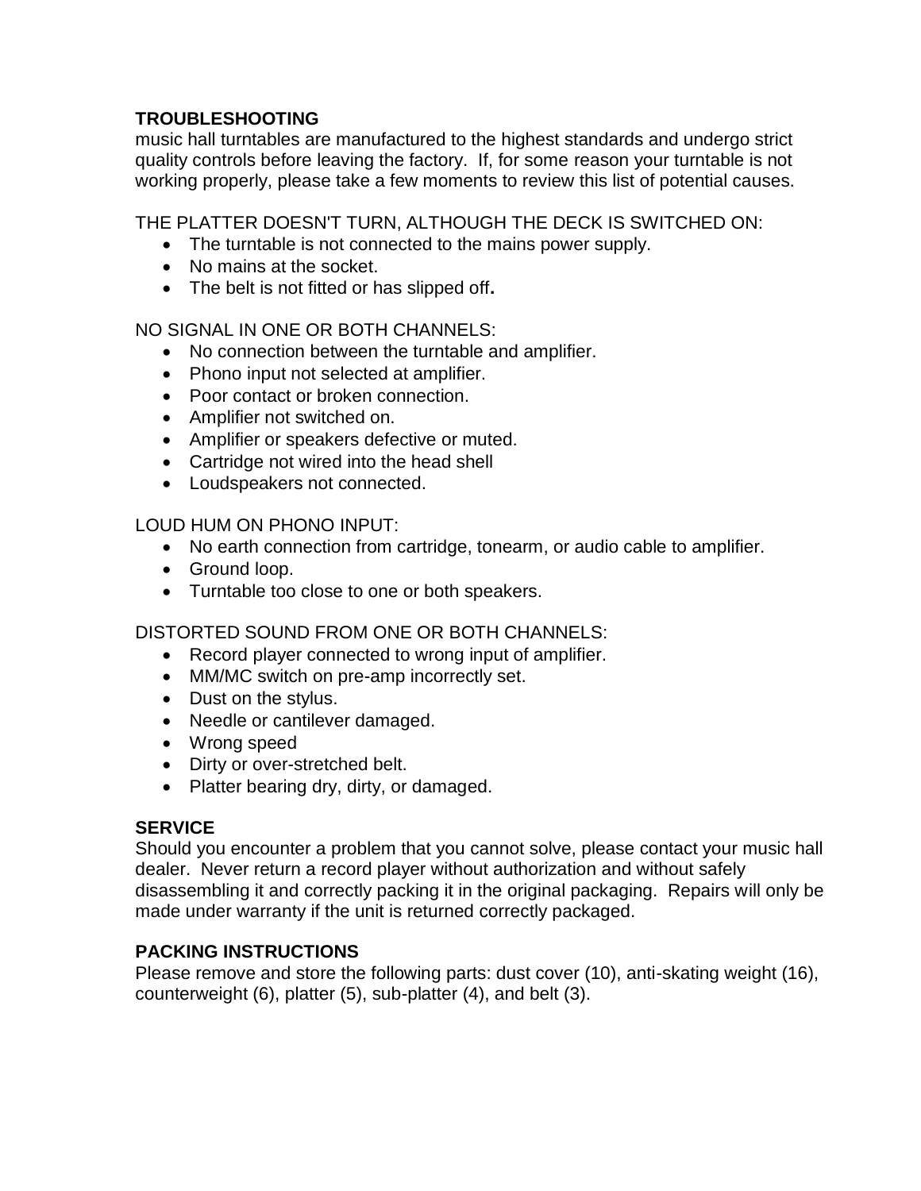## TROUBLESHOOTING

music hall turntables are manufactured to the highest standards and undergo strict quality controls before leaving the factory. If, for some reason your turntable is not working properly, please take a few moments to review this list of potential causes.

THE PLATTER DOESN'T TURN, ALTHOUGH THE DECK IS SWITCHED ON:

- The turntable is not connected to the mains power supply.
- No mains at the socket.
- The belt is not fitted or has slipped off**.**

NO SIGNAL IN ONE OR BOTH CHANNELS:

- No connection between the turntable and amplifier.
- Phono input not selected at amplifier.
- Poor contact or broken connection.
- Amplifier not switched on.
- Amplifier or speakers defective or muted.
- Cartridge not wired into the head shell
- Loudspeakers not connected.

LOUD HUM ON PHONO INPUT:

- No earth connection from cartridge, tonearm, or audio cable to amplifier.
- Ground loop.
- Turntable too close to one or both speakers.

DISTORTED SOUND FROM ONE OR BOTH CHANNELS:

- Record player connected to wrong input of amplifier.
- MM/MC switch on pre-amp incorrectly set.
- Dust on the stylus.
- Needle or cantilever damaged.
- Wrong speed
- Dirty or over-stretched belt.
- Platter bearing dry, dirty, or damaged.

## SERVICE

Should you encounter a problem that you cannot solve, please contact your music hall dealer. Never return a record player without authorization and without safely disassembling it and correctly packing it in the original packaging. Repairs will only be made under warranty if the unit is returned correctly packaged.

## PACKING INSTRUCTIONS

Please remove and store the following parts: dust cover (10), anti-skating weight (16), counterweight (6), platter (5), sub-platter (4), and belt (3).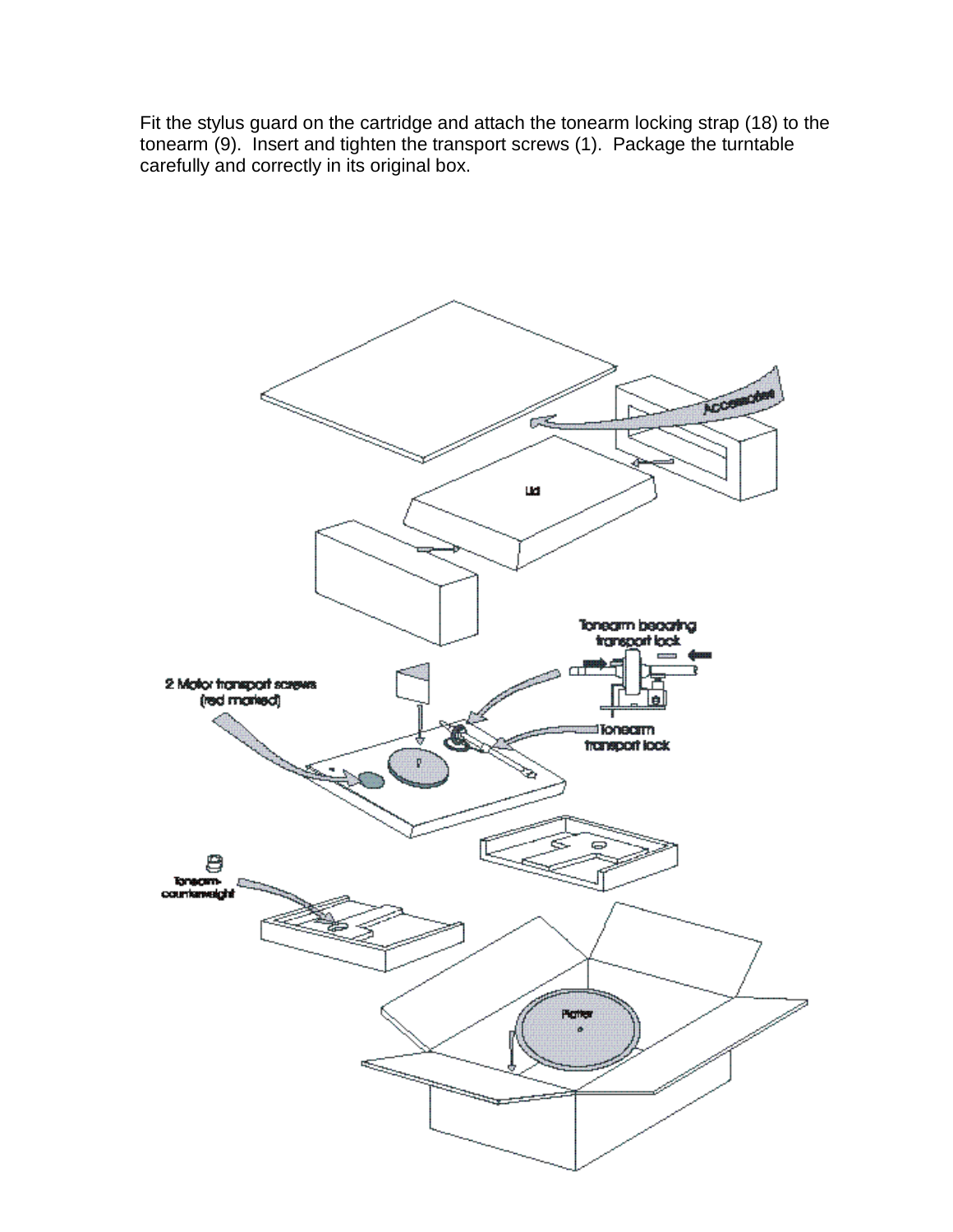Fit the stylus guard on the cartridge and attach the tonearm locking strap (18) to the tonearm (9). Insert and tighten the transport screws (1). Package the turntable carefully and correctly in its original box.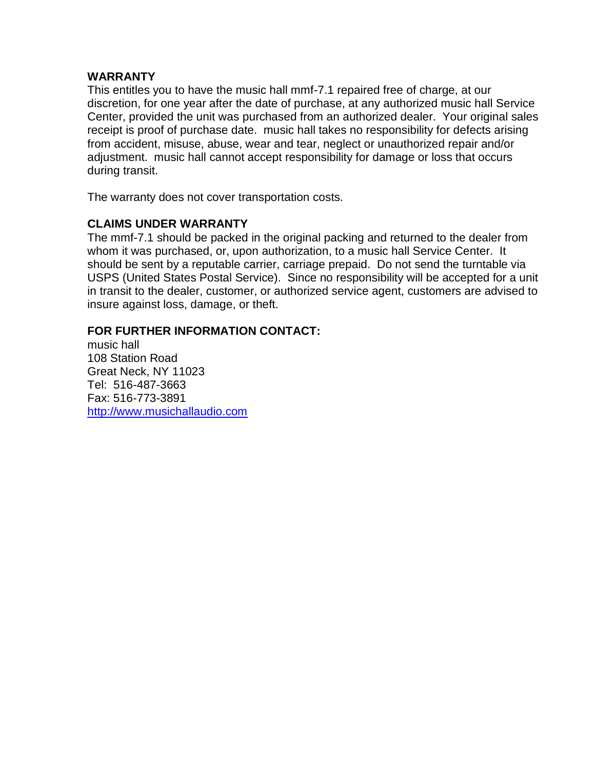## WARRANTY

This entitles you to have the music hall mmf-7.1 repaired free of charge, at our discretion, for one year after the date of purchase, at any authorized music hall Service Center, provided the unit was purchased from an authorized dealer. Your original sales receipt is proof of purchase date. music hall takes no responsibility for defects arising from accident, misuse, abuse, wear and tear, neglect or unauthorized repair and/or adjustment. music hall cannot accept responsibility for damage or loss that occurs during transit.

The warranty does not cover transportation costs.

## CLAIMS UNDER WARRANTY

The mmf-7.1 should be packed in the original packing and returned to the dealer from whom it was purchased, or, upon authorization, to a music hall Service Center. It should be sent by a reputable carrier, carriage prepaid. Do not send the turntable via USPS (United States Postal Service). Since no responsibility will be accepted for a unit in transit to the dealer, customer, or authorized service agent, customers are advised to insure against loss, damage, or theft.

## FOR FURTHER INFORMATION CONTACT:

music hall
108 Station Road
Great Neck, NY 11023
Tel: 516-487-3663
Fax: 516-773-3891
[http://www.musichallaudio.com](http://www.musichallaudio.com)